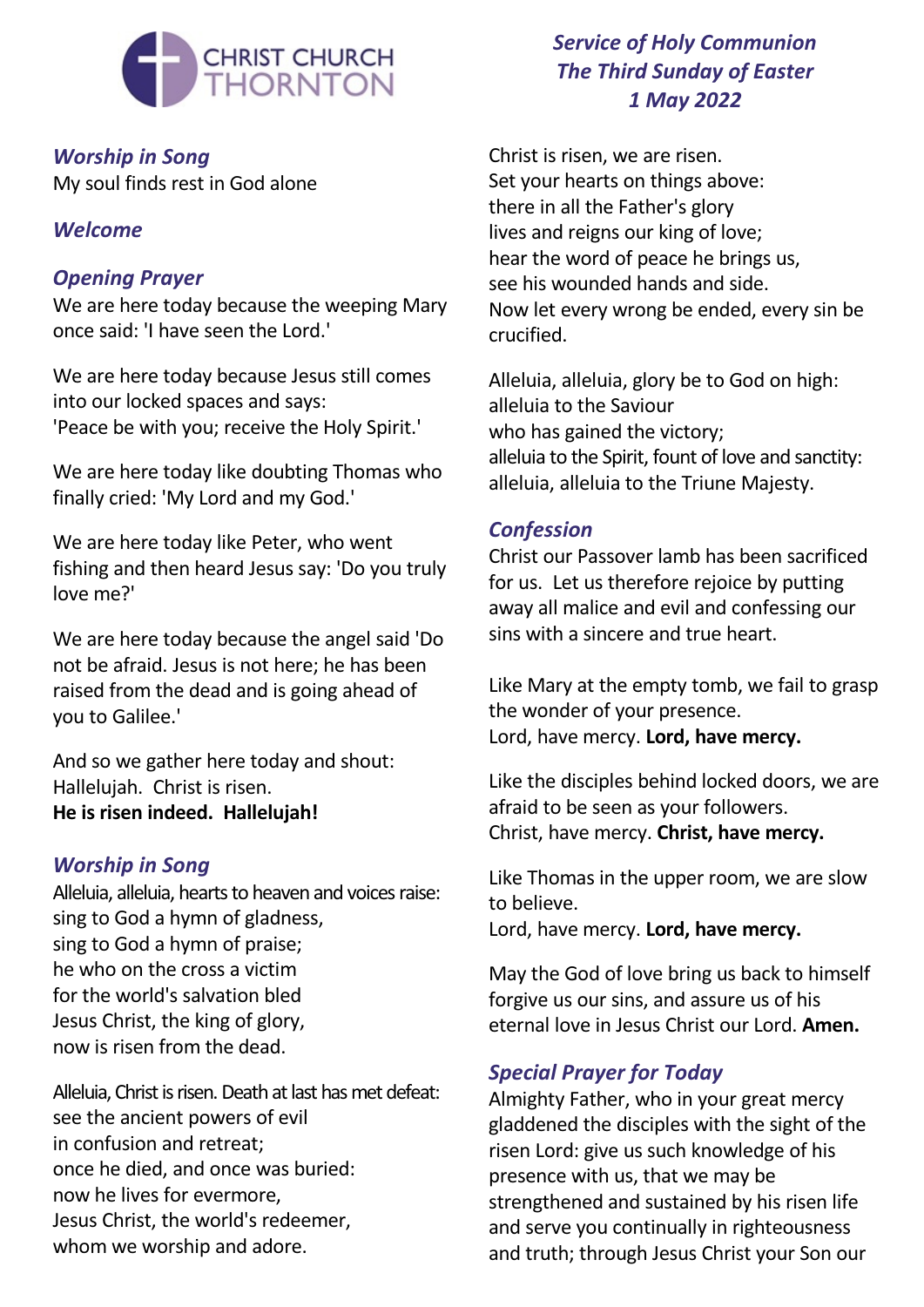CHRIST CHURCH THORNTON

*Service of Holy Communion*
*The Third Sunday of Easter*
*1 May 2022*

### *Worship in Song*

My soul finds rest in God alone

### *Welcome*

### *Opening Prayer*

We are here today because the weeping Mary once said: 'I have seen the Lord.'

We are here today because Jesus still comes into our locked spaces and says:
'Peace be with you; receive the Holy Spirit.'

We are here today like doubting Thomas who finally cried: 'My Lord and my God.'

We are here today like Peter, who went fishing and then heard Jesus say: 'Do you truly love me?'

We are here today because the angel said 'Do not be afraid. Jesus is not here; he has been raised from the dead and is going ahead of you to Galilee.'

And so we gather here today and shout:
Hallelujah. Christ is risen.
**He is risen indeed. Hallelujah!**

### *Worship in Song*

Alleluia, alleluia, hearts to heaven and voices raise:
sing to God a hymn of gladness,
sing to God a hymn of praise;
he who on the cross a victim
for the world's salvation bled
Jesus Christ, the king of glory,
now is risen from the dead.

Alleluia, Christ is risen. Death at last has met defeat:
see the ancient powers of evil
in confusion and retreat;
once he died, and once was buried:
now he lives for evermore,
Jesus Christ, the world's redeemer,
whom we worship and adore.

Christ is risen, we are risen.
Set your hearts on things above:
there in all the Father's glory
lives and reigns our king of love;
hear the word of peace he brings us,
see his wounded hands and side.
Now let every wrong be ended, every sin be crucified.

Alleluia, alleluia, glory be to God on high:
alleluia to the Saviour
who has gained the victory;
alleluia to the Spirit, fount of love and sanctity:
alleluia, alleluia to the Triune Majesty.

### *Confession*

Christ our Passover lamb has been sacrificed for us. Let us therefore rejoice by putting away all malice and evil and confessing our sins with a sincere and true heart.

Like Mary at the empty tomb, we fail to grasp the wonder of your presence.
Lord, have mercy. **Lord, have mercy.**

Like the disciples behind locked doors, we are afraid to be seen as your followers.
Christ, have mercy. **Christ, have mercy.**

Like Thomas in the upper room, we are slow to believe.
Lord, have mercy. **Lord, have mercy.**

May the God of love bring us back to himself forgive us our sins, and assure us of his eternal love in Jesus Christ our Lord. **Amen.**

### *Special Prayer for Today*

Almighty Father, who in your great mercy gladdened the disciples with the sight of the risen Lord: give us such knowledge of his presence with us, that we may be strengthened and sustained by his risen life and serve you continually in righteousness and truth; through Jesus Christ your Son our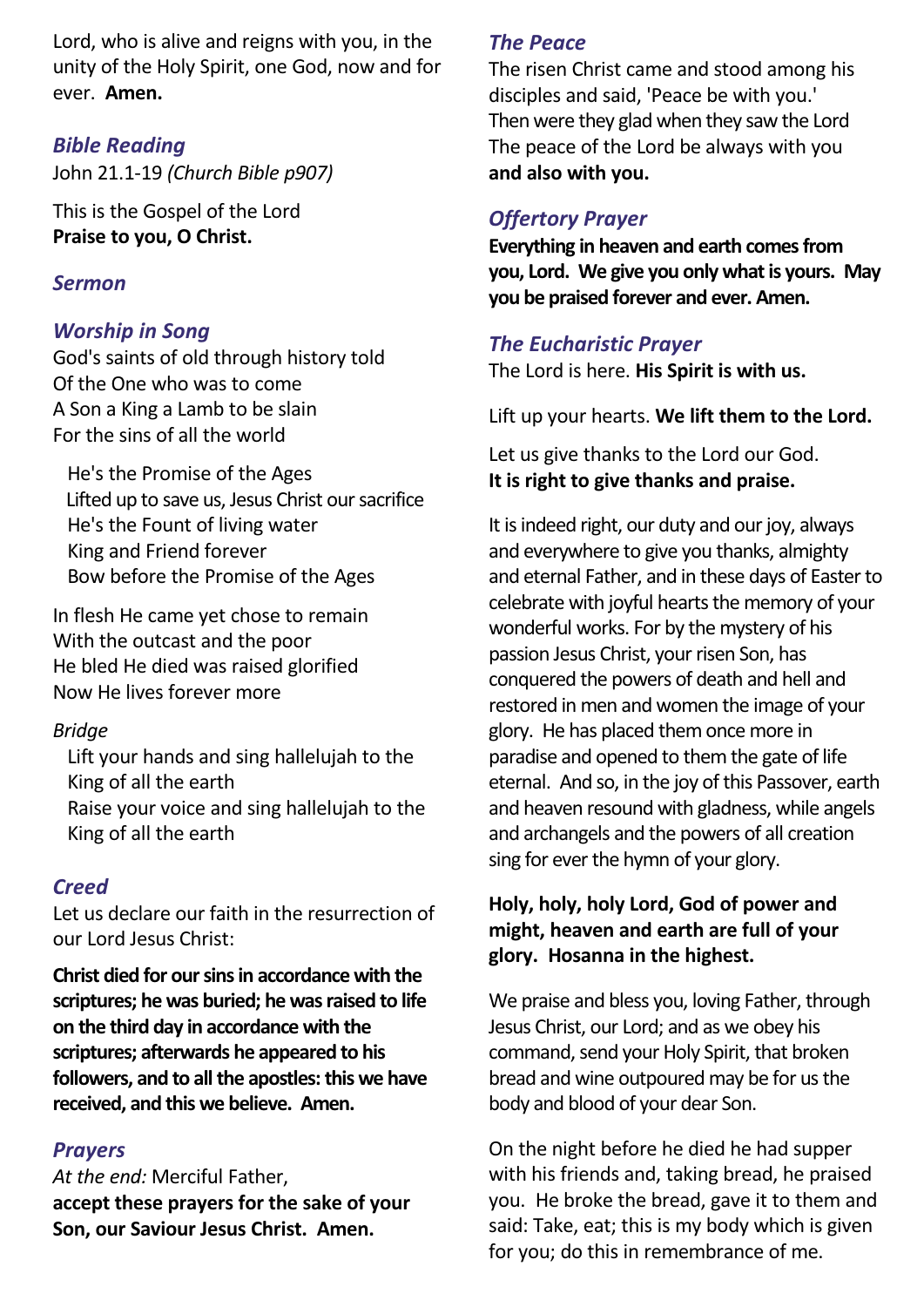Lord, who is alive and reigns with you, in the unity of the Holy Spirit, one God, now and for ever. **Amen.**

### *Bible Reading*

John 21.1-19 *(Church Bible p907)*

This is the Gospel of the Lord
**Praise to you, O Christ.**

### *Sermon*

### *Worship in Song*

God's saints of old through history told
Of the One who was to come
A Son a King a Lamb to be slain
For the sins of all the world

He's the Promise of the Ages
Lifted up to save us, Jesus Christ our sacrifice
He's the Fount of living water
King and Friend forever
Bow before the Promise of the Ages

In flesh He came yet chose to remain
With the outcast and the poor
He bled He died was raised glorified
Now He lives forever more

*Bridge*

Lift your hands and sing hallelujah to the King of all the earth
Raise your voice and sing hallelujah to the King of all the earth

### *Creed*

Let us declare our faith in the resurrection of our Lord Jesus Christ:

**Christ died for our sins in accordance with the scriptures; he was buried; he was raised to life on the third day in accordance with the scriptures; afterwards he appeared to his followers, and to all the apostles: this we have received, and this we believe. Amen.**

### *Prayers*

*At the end:* Merciful Father,
**accept these prayers for the sake of your Son, our Saviour Jesus Christ. Amen.**

### *The Peace*

The risen Christ came and stood among his disciples and said, 'Peace be with you.'
Then were they glad when they saw the Lord
The peace of the Lord be always with you
**and also with you.**

### *Offertory Prayer*

**Everything in heaven and earth comes from you, Lord. We give you only what is yours. May you be praised forever and ever. Amen.**

### *The Eucharistic Prayer*

The Lord is here. **His Spirit is with us.**

Lift up your hearts. **We lift them to the Lord.**

Let us give thanks to the Lord our God.
**It is right to give thanks and praise.**

It is indeed right, our duty and our joy, always and everywhere to give you thanks, almighty and eternal Father, and in these days of Easter to celebrate with joyful hearts the memory of your wonderful works. For by the mystery of his passion Jesus Christ, your risen Son, has conquered the powers of death and hell and restored in men and women the image of your glory. He has placed them once more in paradise and opened to them the gate of life eternal. And so, in the joy of this Passover, earth and heaven resound with gladness, while angels and archangels and the powers of all creation sing for ever the hymn of your glory.

**Holy, holy, holy Lord, God of power and might, heaven and earth are full of your glory. Hosanna in the highest.**

We praise and bless you, loving Father, through Jesus Christ, our Lord; and as we obey his command, send your Holy Spirit, that broken bread and wine outpoured may be for us the body and blood of your dear Son.

On the night before he died he had supper with his friends and, taking bread, he praised you. He broke the bread, gave it to them and said: Take, eat; this is my body which is given for you; do this in remembrance of me.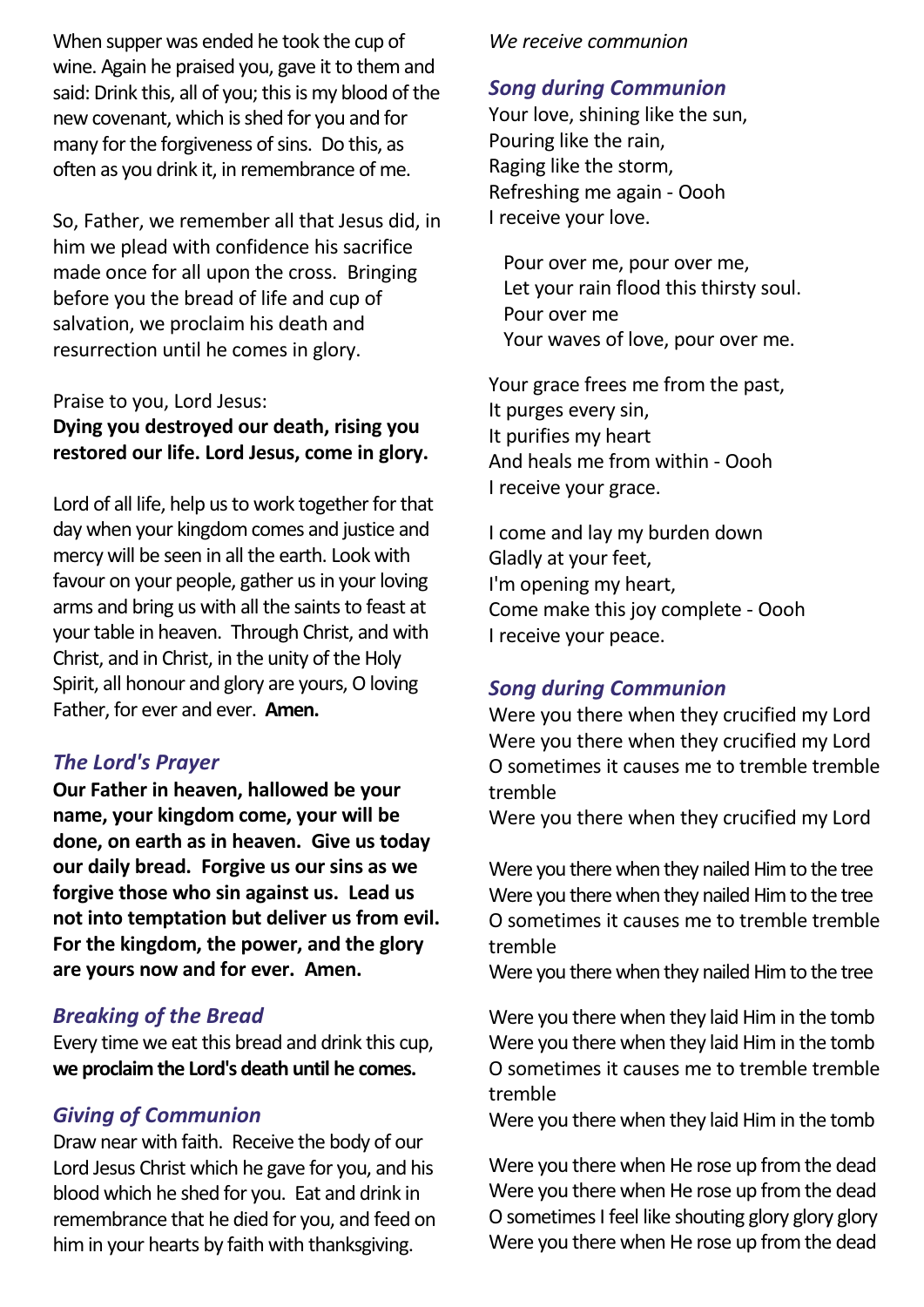When supper was ended he took the cup of wine. Again he praised you, gave it to them and said: Drink this, all of you; this is my blood of the new covenant, which is shed for you and for many for the forgiveness of sins. Do this, as often as you drink it, in remembrance of me.

So, Father, we remember all that Jesus did, in him we plead with confidence his sacrifice made once for all upon the cross. Bringing before you the bread of life and cup of salvation, we proclaim his death and resurrection until he comes in glory.

Praise to you, Lord Jesus:
**Dying you destroyed our death, rising you restored our life. Lord Jesus, come in glory.**

Lord of all life, help us to work together for that day when your kingdom comes and justice and mercy will be seen in all the earth. Look with favour on your people, gather us in your loving arms and bring us with all the saints to feast at your table in heaven. Through Christ, and with Christ, and in Christ, in the unity of the Holy Spirit, all honour and glory are yours, O loving Father, for ever and ever. **Amen.**

## *The Lord's Prayer*

**Our Father in heaven, hallowed be your name, your kingdom come, your will be done, on earth as in heaven. Give us today our daily bread. Forgive us our sins as we forgive those who sin against us. Lead us not into temptation but deliver us from evil. For the kingdom, the power, and the glory are yours now and for ever. Amen.**

## *Breaking of the Bread*

Every time we eat this bread and drink this cup,
**we proclaim the Lord's death until he comes.**

## *Giving of Communion*

Draw near with faith. Receive the body of our Lord Jesus Christ which he gave for you, and his blood which he shed for you. Eat and drink in remembrance that he died for you, and feed on him in your hearts by faith with thanksgiving.

*We receive communion*

## *Song during Communion*

Your love, shining like the sun,
Pouring like the rain,
Raging like the storm,
Refreshing me again - Oooh
I receive your love.

Pour over me, pour over me,
Let your rain flood this thirsty soul.
Pour over me
Your waves of love, pour over me.

Your grace frees me from the past,
It purges every sin,
It purifies my heart
And heals me from within - Oooh
I receive your grace.

I come and lay my burden down
Gladly at your feet,
I'm opening my heart,
Come make this joy complete - Oooh
I receive your peace.

## *Song during Communion*

Were you there when they crucified my Lord
Were you there when they crucified my Lord
O sometimes it causes me to tremble tremble tremble
Were you there when they crucified my Lord

Were you there when they nailed Him to the tree
Were you there when they nailed Him to the tree
O sometimes it causes me to tremble tremble tremble
Were you there when they nailed Him to the tree

Were you there when they laid Him in the tomb
Were you there when they laid Him in the tomb
O sometimes it causes me to tremble tremble tremble
Were you there when they laid Him in the tomb

Were you there when He rose up from the dead
Were you there when He rose up from the dead
O sometimes I feel like shouting glory glory glory
Were you there when He rose up from the dead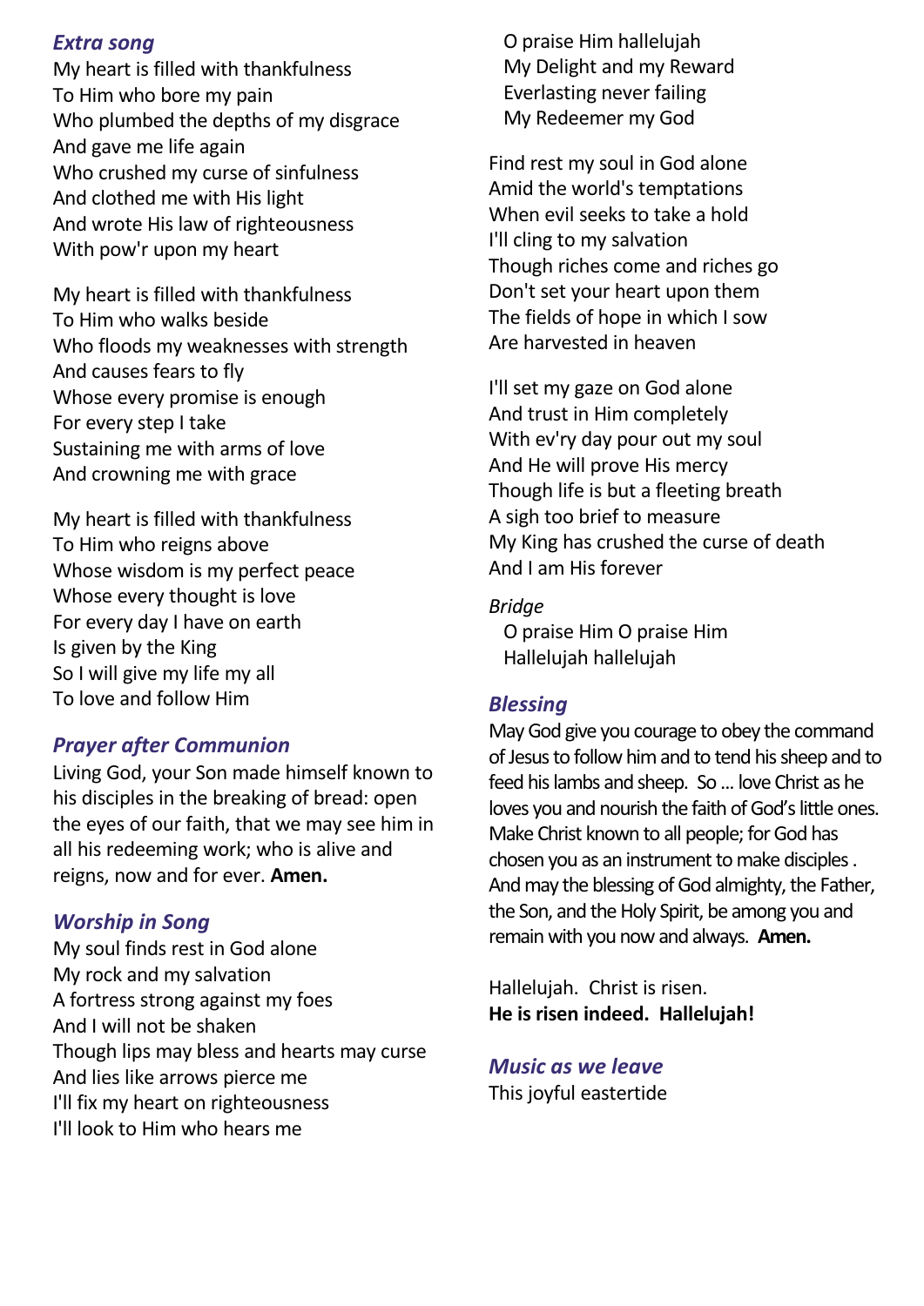### *Extra song*

My heart is filled with thankfulness
To Him who bore my pain
Who plumbed the depths of my disgrace
And gave me life again
Who crushed my curse of sinfulness
And clothed me with His light
And wrote His law of righteousness
With pow'r upon my heart

My heart is filled with thankfulness
To Him who walks beside
Who floods my weaknesses with strength
And causes fears to fly
Whose every promise is enough
For every step I take
Sustaining me with arms of love
And crowning me with grace

My heart is filled with thankfulness
To Him who reigns above
Whose wisdom is my perfect peace
Whose every thought is love
For every day I have on earth
Is given by the King
So I will give my life my all
To love and follow Him

### *Prayer after Communion*

Living God, your Son made himself known to his disciples in the breaking of bread: open the eyes of our faith, that we may see him in all his redeeming work; who is alive and reigns, now and for ever. **Amen.**

### *Worship in Song*

My soul finds rest in God alone
My rock and my salvation
A fortress strong against my foes
And I will not be shaken
Though lips may bless and hearts may curse
And lies like arrows pierce me
I'll fix my heart on righteousness
I'll look to Him who hears me

O praise Him hallelujah
My Delight and my Reward
Everlasting never failing
My Redeemer my God

Find rest my soul in God alone
Amid the world's temptations
When evil seeks to take a hold
I'll cling to my salvation
Though riches come and riches go
Don't set your heart upon them
The fields of hope in which I sow
Are harvested in heaven

I'll set my gaze on God alone
And trust in Him completely
With ev'ry day pour out my soul
And He will prove His mercy
Though life is but a fleeting breath
A sigh too brief to measure
My King has crushed the curse of death
And I am His forever

*Bridge*
O praise Him O praise Him
Hallelujah hallelujah

### *Blessing*

May God give you courage to obey the command of Jesus to follow him and to tend his sheep and to feed his lambs and sheep. So … love Christ as he loves you and nourish the faith of God's little ones. Make Christ known to all people; for God has chosen you as an instrument to make disciples . And may the blessing of God almighty, the Father, the Son, and the Holy Spirit, be among you and remain with you now and always. **Amen.**

Hallelujah. Christ is risen.
**He is risen indeed. Hallelujah!**

### *Music as we leave*

This joyful eastertide